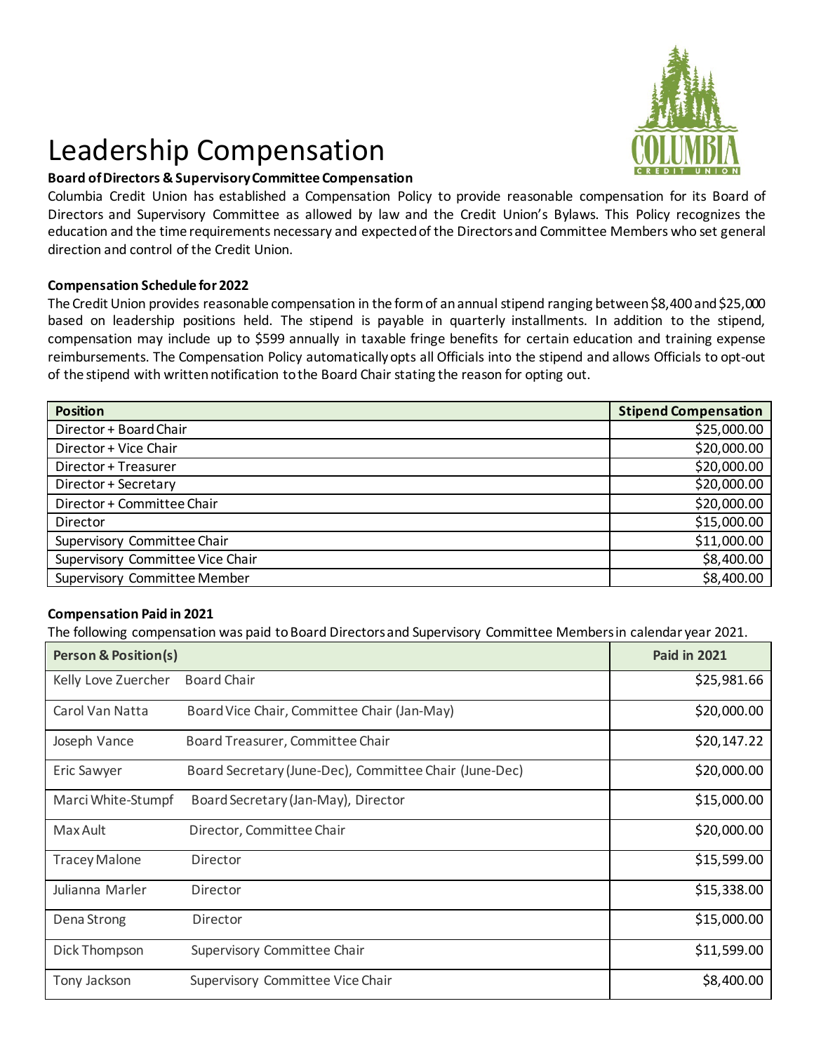# Leadership Compensation

**Board of Directors & Supervisory Committee Compensation**

Columbia Credit Union has established a Compensation Policy to provide reasonable compensation for its Board of Directors and Supervisory Committee as allowed by law and the Credit Union's Bylaws. This Policy recognizes the education and the time requirements necessary and expected of the Directors and Committee Members who set general direction and control of the Credit Union.

**Compensation Schedule for 2022**

The Credit Union provides reasonable compensation in the form of an annual stipend ranging between $8,400 and $25,000 based on leadership positions held. The stipend is payable in quarterly installments. In addition to the stipend, compensation may include up to $599 annually in taxable fringe benefits for certain education and training expense reimbursements. The Compensation Policy automatically opts all Officials into the stipend and allows Officials to opt-out of the stipend with written notification to the Board Chair stating the reason for opting out.

| Position | Stipend Compensation |
|---|---|
| Director + Board Chair | $25,000.00 |
| Director + Vice Chair | $20,000.00 |
| Director + Treasurer | $20,000.00 |
| Director + Secretary | $20,000.00 |
| Director + Committee Chair | $20,000.00 |
| Director | $15,000.00 |
| Supervisory Committee Chair | $11,000.00 |
| Supervisory Committee Vice Chair | $8,400.00 |
| Supervisory Committee Member | $8,400.00 |

**Compensation Paid in 2021**

The following compensation was paid to Board Directors and Supervisory Committee Members in calendar year 2021.

| Person & Position(s) | | Paid in 2021 |
|---|---|---|
| Kelly Love Zuercher | Board Chair | $25,981.66 |
| Carol Van Natta | Board Vice Chair, Committee Chair (Jan-May) | $20,000.00 |
| Joseph Vance | Board Treasurer, Committee Chair | $20,147.22 |
| Eric Sawyer | Board Secretary (June-Dec), Committee Chair (June-Dec) | $20,000.00 |
| Marci White-Stumpf | Board Secretary (Jan-May), Director | $15,000.00 |
| Max Ault | Director, Committee Chair | $20,000.00 |
| Tracey Malone | Director | $15,599.00 |
| Julianna Marler | Director | $15,338.00 |
| Dena Strong | Director | $15,000.00 |
| Dick Thompson | Supervisory Committee Chair | $11,599.00 |
| Tony Jackson | Supervisory Committee Vice Chair | $8,400.00 |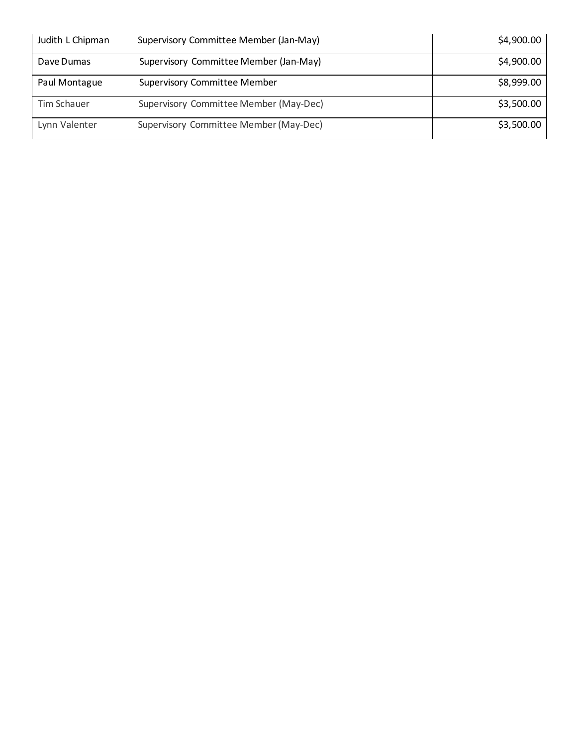| | | |
|---|---|---|
| Judith L Chipman | Supervisory Committee Member (Jan-May) | $4,900.00 |
| Dave Dumas | Supervisory Committee Member (Jan-May) | $4,900.00 |
| Paul Montague | Supervisory Committee Member | $8,999.00 |
| Tim Schauer | Supervisory Committee Member (May-Dec) | $3,500.00 |
| Lynn Valenter | Supervisory Committee Member (May-Dec) | $3,500.00 |